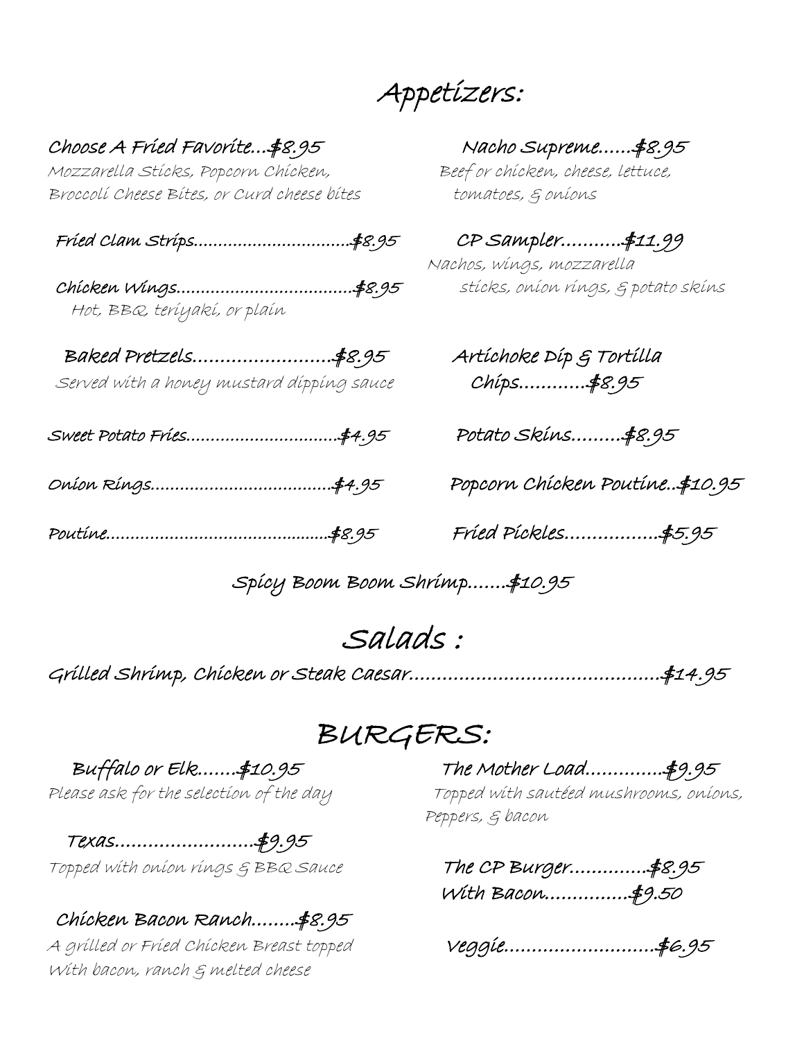# Appetizers:

**Choose A Fried Favorite…$8.95**
Mozzarella Sticks, Popcorn Chicken, Broccoli Cheese Bites, or Curd cheese bites

**Fried Clam Strips…………………………..$8.95**

**Chicken Wings……………………………….$8.95**
Hot, BBQ, teriyaki, or plain

**Baked Pretzels…………………….$8.95**
Served with a honey mustard dipping sauce

**Sweet Potato Fries…………………………..$4.95**

**Onion Rings………………………………..$4.95**

**Poutine……………………………………..$8.95**

**Nacho Supreme……$8.95**
Beef or chicken, cheese, lettuce, tomatoes, & onions

**CP Sampler………..$11.99**
Nachos, wings, mozzarella sticks, onion rings, & potato skins

**Artichoke Dip & Tortilla Chips…………$8.95**

**Potato Skins………$8.95**

**Popcorn Chicken Poutine..$10.95**

**Fried Pickles……………..$5.95**

**Spicy Boom Boom Shrimp…….$10.95**

# Salads :

**Grilled Shrimp, Chicken or Steak Caesar………………………………………$14.95**

# BURGERS:

**Buffalo or Elk…….$10.95**
Please ask for the selection of the day

**Texas…………………….$9.95**
Topped with onion rings & BBQ Sauce

**Chicken Bacon Ranch……..$8.95**
A grilled or Fried Chicken Breast topped With bacon, ranch & melted cheese

**The Mother Load…………..$9.95**
Topped with sautéed mushrooms, onions, Peppers, & bacon

**The CP Burger…………..$8.95**
**With Bacon……………$9.50**

**Veggie……………………..$6.95**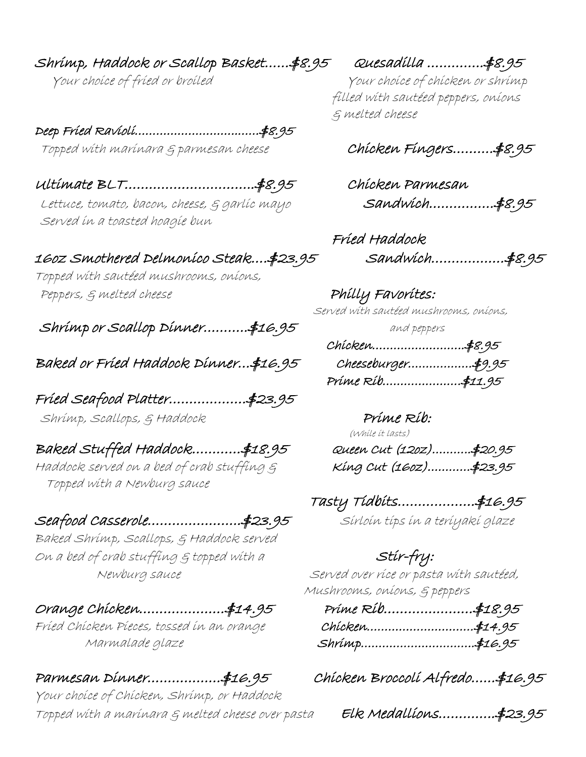**Shrimp, Haddock or Scallop Basket......$8.95**
Your choice of fried or broiled

**Deep Fried Ravioli..................................$8.95**
Topped with marinara & parmesan cheese

**Ultimate BLT...............................$8.95**
Lettuce, tomato, bacon, cheese, & garlic mayo
Served in a toasted hoagie bun

**16oz Smothered Delmonico Steak.....$23.95**
Topped with sautéed mushrooms, onions,
Peppers, & melted cheese

**Shrimp or Scallop Dinner...........$16.95**

**Baked or Fried Haddock Dinner...$16.95**

**Fried Seafood Platter...................$23.95**
Shrimp, Scallops, & Haddock

**Baked Stuffed Haddock............$18.95**
Haddock served on a bed of crab stuffing &
Topped with a Newburg sauce

**Seafood Casserole.......................$23.95**
Baked Shrimp, Scallops, & Haddock served
On a bed of crab stuffing & topped with a
Newburg sauce

**Orange Chicken.....................$14.95**
Fried Chicken Pieces, tossed in an orange
Marmalade glaze

**Parmesan Dinner.................$16.95**
Your choice of Chicken, Shrimp, or Haddock
Topped with a marinara & melted cheese over pasta

**Quesadilla ..............$8.95**
Your choice of chicken or shrimp
filled with sautéed peppers, onions
& melted cheese

**Chicken Fingers..........$8.95**

**Chicken Parmesan Sandwich................$8.95**

**Fried Haddock Sandwich..................$8.95**

**Philly Favorites:**
Served with sautéed mushrooms, onions,
and peppers

- **Chicken.........................$8.95**
- **Cheeseburger..................$9.95**
- **Prime Rib......................$11.95**

**Prime Rib:**
(While it lasts)

- **Queen Cut (12oz)...........$20.95**
- **King Cut (16oz)............$23.95**

**Tasty Tidbits..................$16.95**
Sirloin tips in a teriyaki glaze

**Stir-fry:**
Served over rice or pasta with sautéed,
Mushrooms, onions, & peppers

- **Prime Rib......................$18.95**
- **Chicken.............................$14.95**
- **Shrimp..............................$16.95**

**Chicken Broccoli Alfredo......$16.95**

**Elk Medallions.............$23.95**